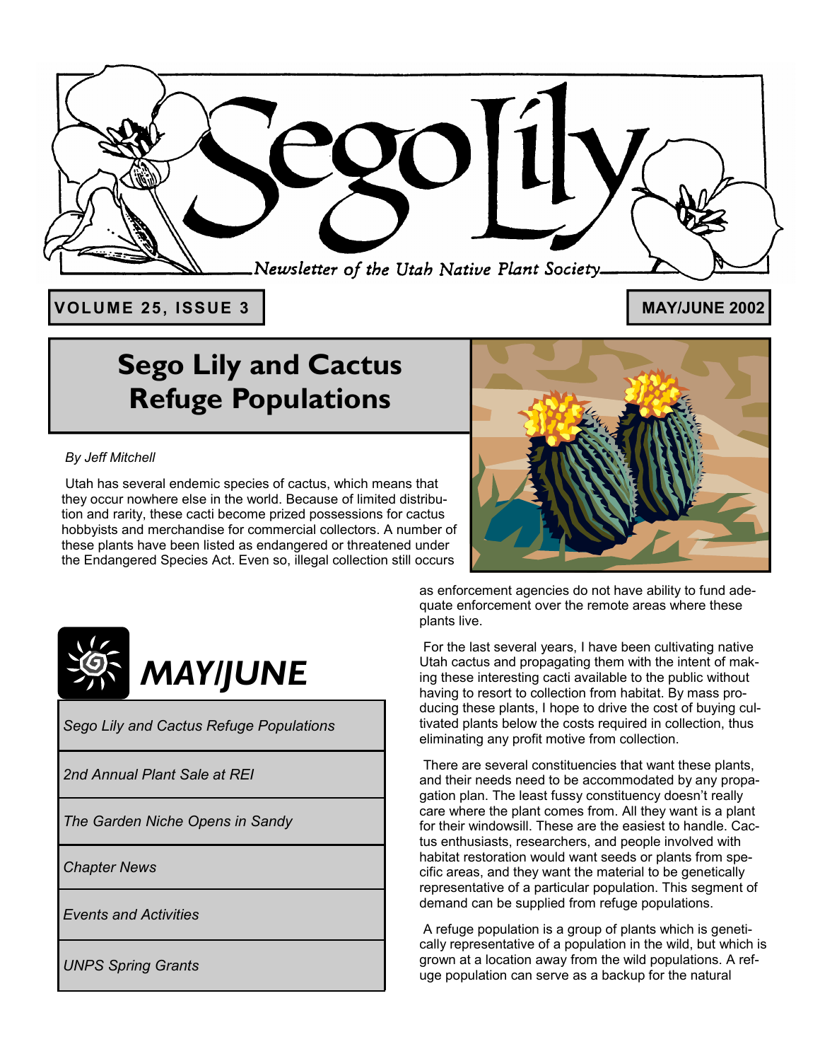# Sego Lily

*Newsletter of the Utah Native Plant Society*

**VOLUME 25, ISSUE 3**

**MAY/JUNE 2002**

## Sego Lily and Cactus Refuge Populations

*By Jeff Mitchell*

Utah has several endemic species of cactus, which means that they occur nowhere else in the world. Because of limited distribution and rarity, these cacti become prized possessions for cactus hobbyists and merchandise for commercial collectors. A number of these plants have been listed as endangered or threatened under the Endangered Species Act. Even so, illegal collection still occurs as enforcement agencies do not have ability to fund adequate enforcement over the remote areas where these plants live.

For the last several years, I have been cultivating native Utah cactus and propagating them with the intent of making these interesting cacti available to the public without having to resort to collection from habitat. By mass producing these plants, I hope to drive the cost of buying cultivated plants below the costs required in collection, thus eliminating any profit motive from collection.

There are several constituencies that want these plants, and their needs need to be accommodated by any propagation plan. The least fussy constituency doesn't really care where the plant comes from. All they want is a plant for their windowsill. These are the easiest to handle. Cactus enthusiasts, researchers, and people involved with habitat restoration would want seeds or plants from specific areas, and they want the material to be genetically representative of a particular population. This segment of demand can be supplied from refuge populations.

A refuge population is a group of plants which is genetically representative of a population in the wild, but which is grown at a location away from the wild populations. A refuge population can serve as a backup for the natural

## MAY/JUNE

- *Sego Lily and Cactus Refuge Populations*
- *2nd Annual Plant Sale at REI*
- *The Garden Niche Opens in Sandy*
- *Chapter News*
- *Events and Activities*
- *UNPS Spring Grants*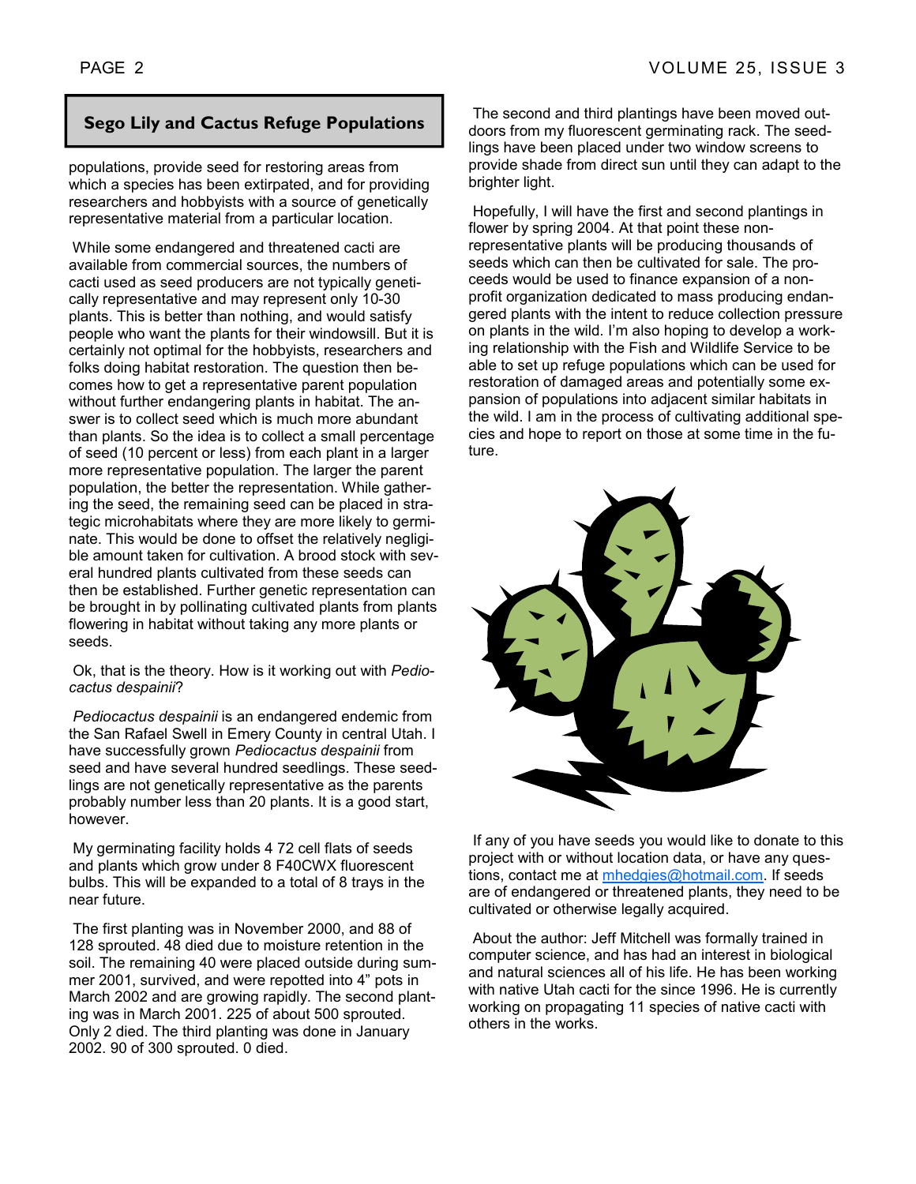## Sego Lily and Cactus Refuge Populations

populations, provide seed for restoring areas from which a species has been extirpated, and for providing researchers and hobbyists with a source of genetically representative material from a particular location.

While some endangered and threatened cacti are available from commercial sources, the numbers of cacti used as seed producers are not typically genetically representative and may represent only 10-30 plants. This is better than nothing, and would satisfy people who want the plants for their windowsill. But it is certainly not optimal for the hobbyists, researchers and folks doing habitat restoration. The question then becomes how to get a representative parent population without further endangering plants in habitat. The answer is to collect seed which is much more abundant than plants. So the idea is to collect a small percentage of seed (10 percent or less) from each plant in a larger more representative population. The larger the parent population, the better the representation. While gathering the seed, the remaining seed can be placed in strategic microhabitats where they are more likely to germinate. This would be done to offset the relatively negligible amount taken for cultivation. A brood stock with several hundred plants cultivated from these seeds can then be established. Further genetic representation can be brought in by pollinating cultivated plants from plants flowering in habitat without taking any more plants or seeds.

Ok, that is the theory. How is it working out with *Pediocactus despainii*?

*Pediocactus despainii* is an endangered endemic from the San Rafael Swell in Emery County in central Utah. I have successfully grown *Pediocactus despainii* from seed and have several hundred seedlings. These seedlings are not genetically representative as the parents probably number less than 20 plants. It is a good start, however.

My germinating facility holds 4 72 cell flats of seeds and plants which grow under 8 F40CWX fluorescent bulbs. This will be expanded to a total of 8 trays in the near future.

The first planting was in November 2000, and 88 of 128 sprouted. 48 died due to moisture retention in the soil. The remaining 40 were placed outside during summer 2001, survived, and were repotted into 4" pots in March 2002 and are growing rapidly. The second planting was in March 2001. 225 of about 500 sprouted. Only 2 died. The third planting was done in January 2002. 90 of 300 sprouted. 0 died.

The second and third plantings have been moved outdoors from my fluorescent germinating rack. The seedlings have been placed under two window screens to provide shade from direct sun until they can adapt to the brighter light.

Hopefully, I will have the first and second plantings in flower by spring 2004. At that point these non-representative plants will be producing thousands of seeds which can then be cultivated for sale. The proceeds would be used to finance expansion of a non-profit organization dedicated to mass producing endangered plants with the intent to reduce collection pressure on plants in the wild. I'm also hoping to develop a working relationship with the Fish and Wildlife Service to be able to set up refuge populations which can be used for restoration of damaged areas and potentially some expansion of populations into adjacent similar habitats in the wild. I am in the process of cultivating additional species and hope to report on those at some time in the future.

If any of you have seeds you would like to donate to this project with or without location data, or have any questions, contact me at [mhedgies@hotmail.com](mailto:mhedgies@hotmail.com). If seeds are of endangered or threatened plants, they need to be cultivated or otherwise legally acquired.

About the author: Jeff Mitchell was formally trained in computer science, and has had an interest in biological and natural sciences all of his life. He has been working with native Utah cacti for the since 1996. He is currently working on propagating 11 species of native cacti with others in the works.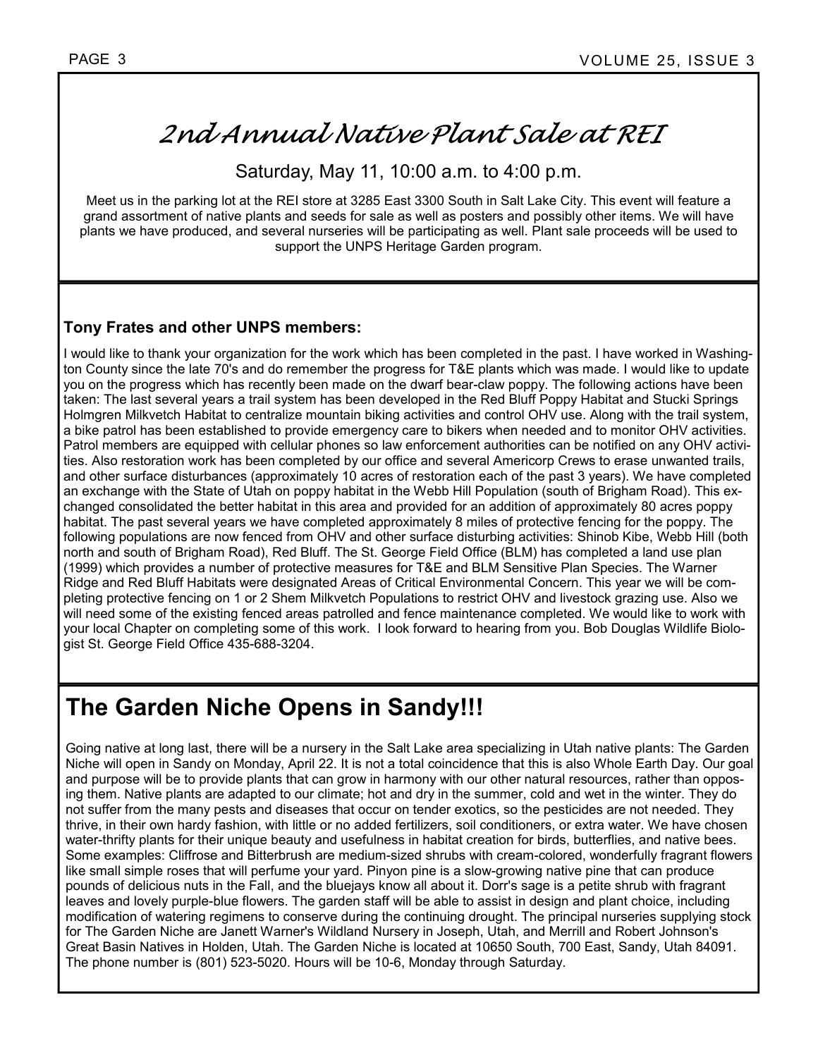## *2nd Annual Native Plant Sale at REI*

Saturday, May 11, 10:00 a.m. to 4:00 p.m.

Meet us in the parking lot at the REI store at 3285 East 3300 South in Salt Lake City. This event will feature a grand assortment of native plants and seeds for sale as well as posters and possibly other items. We will have plants we have produced, and several nurseries will be participating as well. Plant sale proceeds will be used to support the UNPS Heritage Garden program.

**Tony Frates and other UNPS members:**

I would like to thank your organization for the work which has been completed in the past. I have worked in Washington County since the late 70's and do remember the progress for T&E plants which was made. I would like to update you on the progress which has recently been made on the dwarf bear-claw poppy. The following actions have been taken: The last several years a trail system has been developed in the Red Bluff Poppy Habitat and Stucki Springs Holmgren Milkvetch Habitat to centralize mountain biking activities and control OHV use. Along with the trail system, a bike patrol has been established to provide emergency care to bikers when needed and to monitor OHV activities. Patrol members are equipped with cellular phones so law enforcement authorities can be notified on any OHV activities. Also restoration work has been completed by our office and several Americorp Crews to erase unwanted trails, and other surface disturbances (approximately 10 acres of restoration each of the past 3 years). We have completed an exchange with the State of Utah on poppy habitat in the Webb Hill Population (south of Brigham Road). This exchanged consolidated the better habitat in this area and provided for an addition of approximately 80 acres poppy habitat. The past several years we have completed approximately 8 miles of protective fencing for the poppy. The following populations are now fenced from OHV and other surface disturbing activities: Shinob Kibe, Webb Hill (both north and south of Brigham Road), Red Bluff. The St. George Field Office (BLM) has completed a land use plan (1999) which provides a number of protective measures for T&E and BLM Sensitive Plan Species. The Warner Ridge and Red Bluff Habitats were designated Areas of Critical Environmental Concern. This year we will be completing protective fencing on 1 or 2 Shem Milkvetch Populations to restrict OHV and livestock grazing use. Also we will need some of the existing fenced areas patrolled and fence maintenance completed. We would like to work with your local Chapter on completing some of this work. I look forward to hearing from you. Bob Douglas Wildlife Biologist St. George Field Office 435-688-3204.

## The Garden Niche Opens in Sandy!!!

Going native at long last, there will be a nursery in the Salt Lake area specializing in Utah native plants: The Garden Niche will open in Sandy on Monday, April 22. It is not a total coincidence that this is also Whole Earth Day. Our goal and purpose will be to provide plants that can grow in harmony with our other natural resources, rather than opposing them. Native plants are adapted to our climate; hot and dry in the summer, cold and wet in the winter. They do not suffer from the many pests and diseases that occur on tender exotics, so the pesticides are not needed. They thrive, in their own hardy fashion, with little or no added fertilizers, soil conditioners, or extra water. We have chosen water-thrifty plants for their unique beauty and usefulness in habitat creation for birds, butterflies, and native bees. Some examples: Cliffrose and Bitterbrush are medium-sized shrubs with cream-colored, wonderfully fragrant flowers like small simple roses that will perfume your yard. Pinyon pine is a slow-growing native pine that can produce pounds of delicious nuts in the Fall, and the bluejays know all about it. Dorr's sage is a petite shrub with fragrant leaves and lovely purple-blue flowers. The garden staff will be able to assist in design and plant choice, including modification of watering regimens to conserve during the continuing drought. The principal nurseries supplying stock for The Garden Niche are Janett Warner's Wildland Nursery in Joseph, Utah, and Merrill and Robert Johnson's Great Basin Natives in Holden, Utah. The Garden Niche is located at 10650 South, 700 East, Sandy, Utah 84091. The phone number is (801) 523-5020. Hours will be 10-6, Monday through Saturday.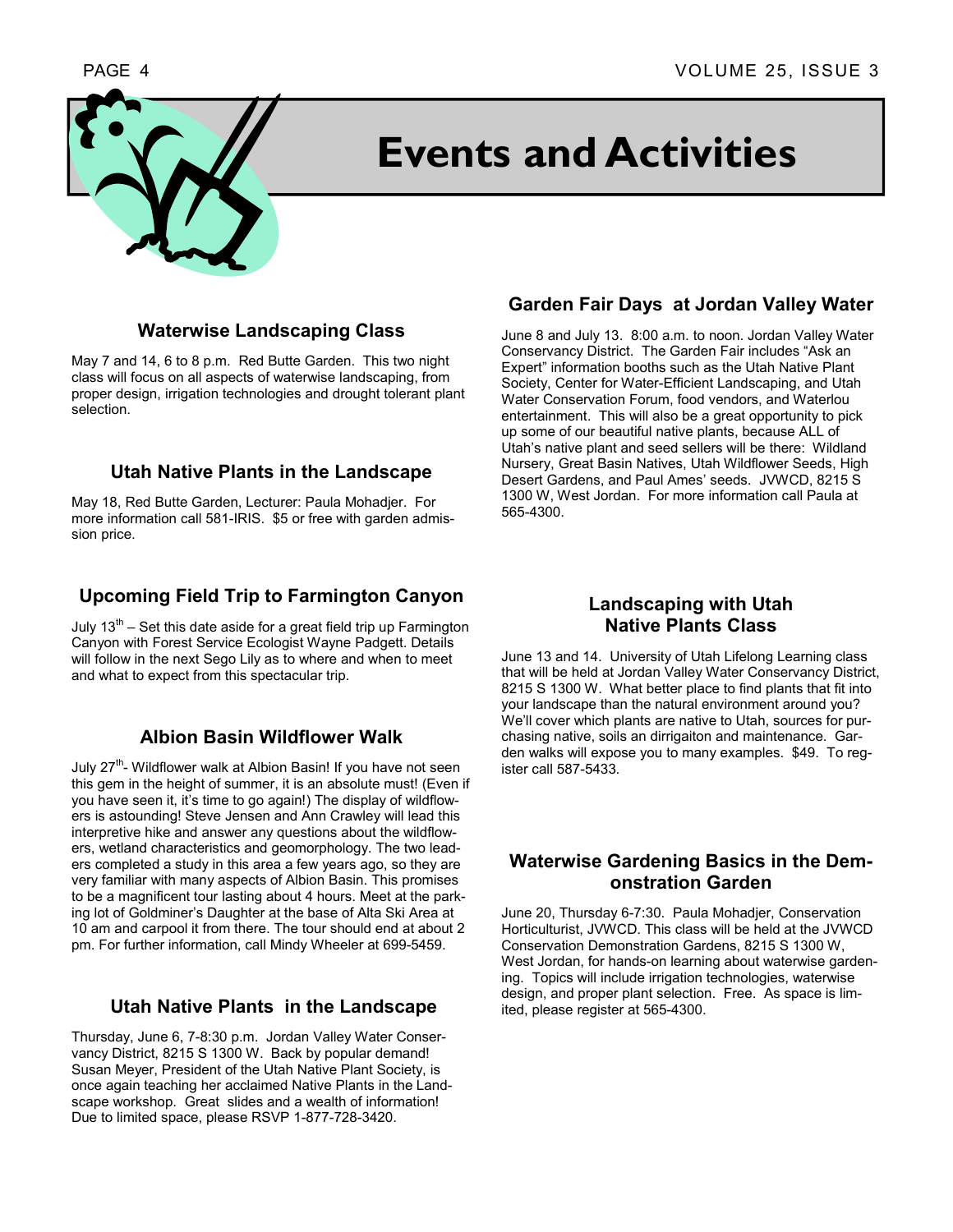# Events and Activities

## Waterwise Landscaping Class

May 7 and 14, 6 to 8 p.m. Red Butte Garden. This two night class will focus on all aspects of waterwise landscaping, from proper design, irrigation technologies and drought tolerant plant selection.

## Utah Native Plants in the Landscape

May 18, Red Butte Garden, Lecturer: Paula Mohadjer. For more information call 581-IRIS. $5 or free with garden admission price.

## Upcoming Field Trip to Farmington Canyon

July 13th – Set this date aside for a great field trip up Farmington Canyon with Forest Service Ecologist Wayne Padgett. Details will follow in the next Sego Lily as to where and when to meet and what to expect from this spectacular trip.

## Albion Basin Wildflower Walk

July 27th- Wildflower walk at Albion Basin! If you have not seen this gem in the height of summer, it is an absolute must! (Even if you have seen it, it's time to go again!) The display of wildflowers is astounding! Steve Jensen and Ann Crawley will lead this interpretive hike and answer any questions about the wildflowers, wetland characteristics and geomorphology. The two leaders completed a study in this area a few years ago, so they are very familiar with many aspects of Albion Basin. This promises to be a magnificent tour lasting about 4 hours. Meet at the parking lot of Goldminer's Daughter at the base of Alta Ski Area at 10 am and carpool it from there. The tour should end at about 2 pm. For further information, call Mindy Wheeler at 699-5459.

## Utah Native Plants in the Landscape

Thursday, June 6, 7-8:30 p.m. Jordan Valley Water Conservancy District, 8215 S 1300 W. Back by popular demand! Susan Meyer, President of the Utah Native Plant Society, is once again teaching her acclaimed Native Plants in the Landscape workshop. Great slides and a wealth of information! Due to limited space, please RSVP 1-877-728-3420.

## Garden Fair Days at Jordan Valley Water

June 8 and July 13. 8:00 a.m. to noon. Jordan Valley Water Conservancy District. The Garden Fair includes "Ask an Expert" information booths such as the Utah Native Plant Society, Center for Water-Efficient Landscaping, and Utah Water Conservation Forum, food vendors, and Waterlou entertainment. This will also be a great opportunity to pick up some of our beautiful native plants, because ALL of Utah's native plant and seed sellers will be there: Wildland Nursery, Great Basin Natives, Utah Wildflower Seeds, High Desert Gardens, and Paul Ames' seeds. JVWCD, 8215 S 1300 W, West Jordan. For more information call Paula at 565-4300.

## Landscaping with Utah Native Plants Class

June 13 and 14. University of Utah Lifelong Learning class that will be held at Jordan Valley Water Conservancy District, 8215 S 1300 W. What better place to find plants that fit into your landscape than the natural environment around you? We'll cover which plants are native to Utah, sources for purchasing native, soils an dirrigaiton and maintenance. Garden walks will expose you to many examples. $49. To register call 587-5433.

## Waterwise Gardening Basics in the Demonstration Garden

June 20, Thursday 6-7:30. Paula Mohadjer, Conservation Horticulturist, JVWCD. This class will be held at the JVWCD Conservation Demonstration Gardens, 8215 S 1300 W, West Jordan, for hands-on learning about waterwise gardening. Topics will include irrigation technologies, waterwise design, and proper plant selection. Free. As space is limited, please register at 565-4300.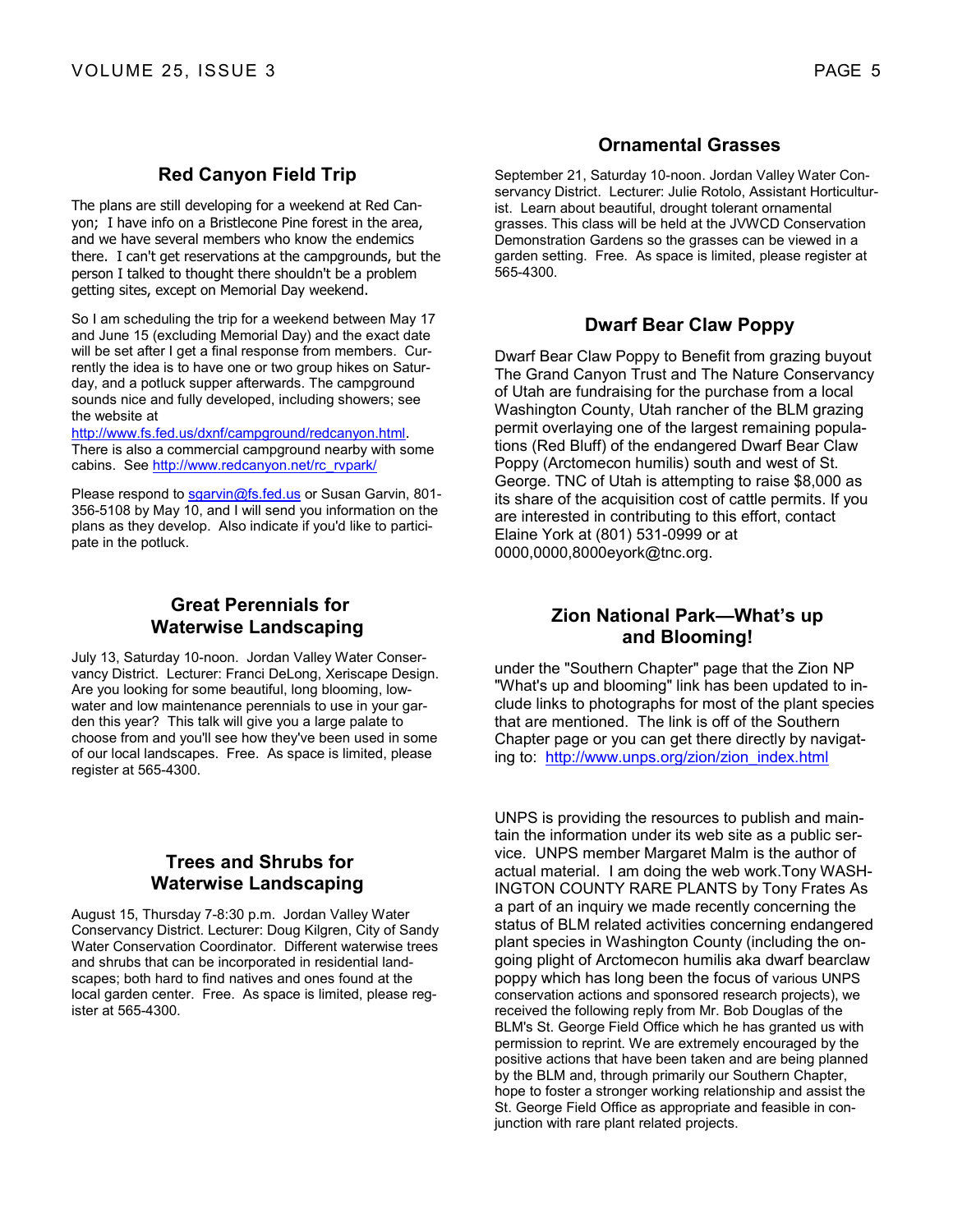## Red Canyon Field Trip

The plans are still developing for a weekend at Red Canyon; I have info on a Bristlecone Pine forest in the area, and we have several members who know the endemics there. I can't get reservations at the campgrounds, but the person I talked to thought there shouldn't be a problem getting sites, except on Memorial Day weekend.

So I am scheduling the trip for a weekend between May 17 and June 15 (excluding Memorial Day) and the exact date will be set after I get a final response from members. Currently the idea is to have one or two group hikes on Saturday, and a potluck supper afterwards. The campground sounds nice and fully developed, including showers; see the website at http://www.fs.fed.us/dxnf/campground/redcanyon.html. There is also a commercial campground nearby with some cabins. See http://www.redcanyon.net/rc_rvpark/

Please respond to sgarvin@fs.fed.us or Susan Garvin, 801-356-5108 by May 10, and I will send you information on the plans as they develop. Also indicate if you'd like to participate in the potluck.

## Great Perennials for Waterwise Landscaping

July 13, Saturday 10-noon. Jordan Valley Water Conservancy District. Lecturer: Franci DeLong, Xeriscape Design. Are you looking for some beautiful, long blooming, low-water and low maintenance perennials to use in your garden this year? This talk will give you a large palate to choose from and you'll see how they've been used in some of our local landscapes. Free. As space is limited, please register at 565-4300.

## Trees and Shrubs for Waterwise Landscaping

August 15, Thursday 7-8:30 p.m. Jordan Valley Water Conservancy District. Lecturer: Doug Kilgren, City of Sandy Water Conservation Coordinator. Different waterwise trees and shrubs that can be incorporated in residential landscapes; both hard to find natives and ones found at the local garden center. Free. As space is limited, please register at 565-4300.

## Ornamental Grasses

September 21, Saturday 10-noon. Jordan Valley Water Conservancy District. Lecturer: Julie Rotolo, Assistant Horticulturist. Learn about beautiful, drought tolerant ornamental grasses. This class will be held at the JVWCD Conservation Demonstration Gardens so the grasses can be viewed in a garden setting. Free. As space is limited, please register at 565-4300.

## Dwarf Bear Claw Poppy

Dwarf Bear Claw Poppy to Benefit from grazing buyout The Grand Canyon Trust and The Nature Conservancy of Utah are fundraising for the purchase from a local Washington County, Utah rancher of the BLM grazing permit overlaying one of the largest remaining populations (Red Bluff) of the endangered Dwarf Bear Claw Poppy (Arctomecon humilis) south and west of St. George. TNC of Utah is attempting to raise $8,000 as its share of the acquisition cost of cattle permits. If you are interested in contributing to this effort, contact Elaine York at (801) 531-0999 or at 0000,0000,8000eyork@tnc.org.

## Zion National Park—What's up and Blooming!

under the "Southern Chapter" page that the Zion NP "What's up and blooming" link has been updated to include links to photographs for most of the plant species that are mentioned. The link is off of the Southern Chapter page or you can get there directly by navigating to: http://www.unps.org/zion/zion_index.html

UNPS is providing the resources to publish and maintain the information under its web site as a public service. UNPS member Margaret Malm is the author of actual material. I am doing the web work.Tony WASHINGTON COUNTY RARE PLANTS by Tony Frates As a part of an inquiry we made recently concerning the status of BLM related activities concerning endangered plant species in Washington County (including the ongoing plight of Arctomecon humilis aka dwarf bearclaw poppy which has long been the focus of various UNPS conservation actions and sponsored research projects), we received the following reply from Mr. Bob Douglas of the BLM's St. George Field Office which he has granted us with permission to reprint. We are extremely encouraged by the positive actions that have been taken and are being planned by the BLM and, through primarily our Southern Chapter, hope to foster a stronger working relationship and assist the St. George Field Office as appropriate and feasible in conjunction with rare plant related projects.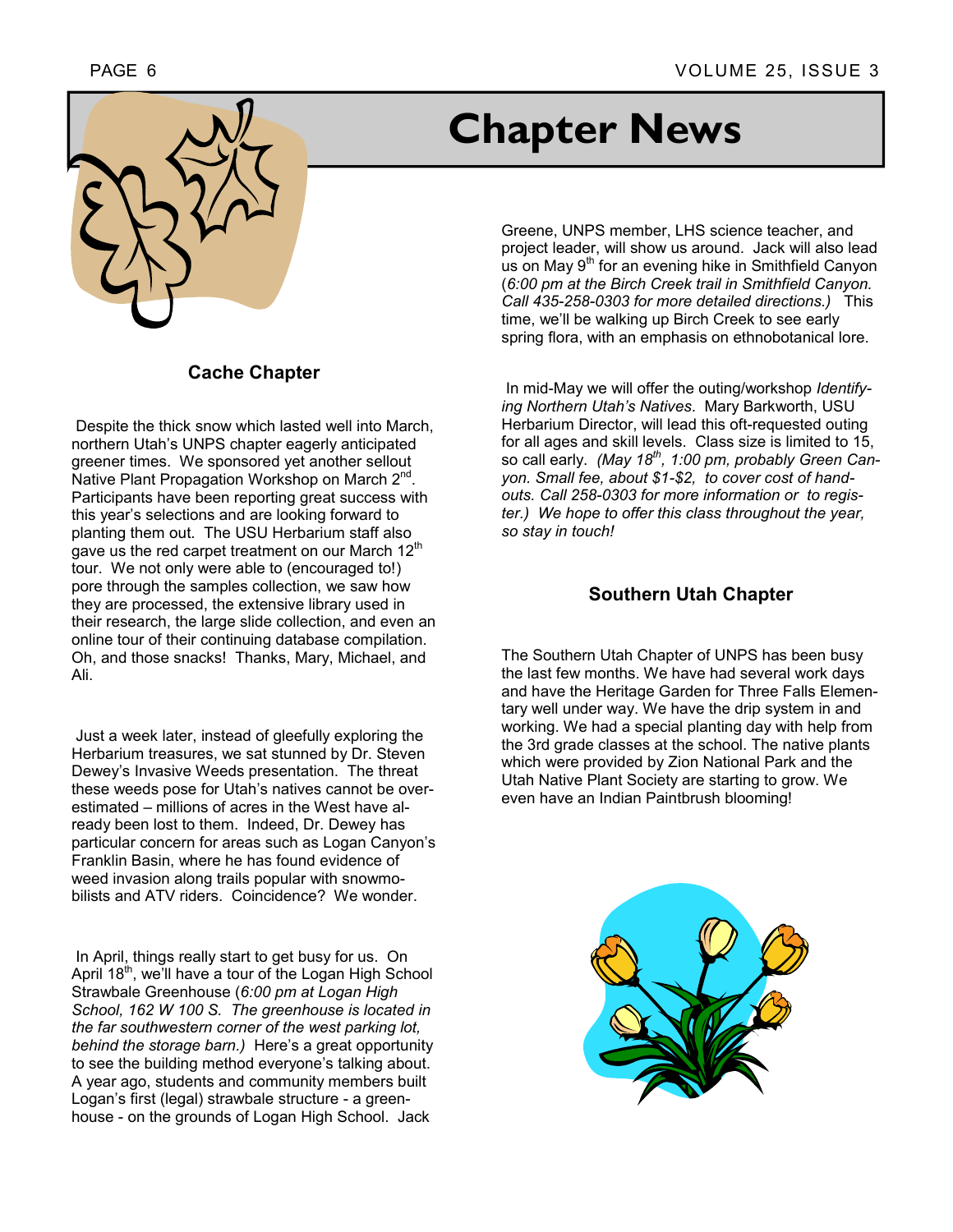# Chapter News

## Cache Chapter

Despite the thick snow which lasted well into March, northern Utah's UNPS chapter eagerly anticipated greener times. We sponsored yet another sellout Native Plant Propagation Workshop on March 2nd. Participants have been reporting great success with this year's selections and are looking forward to planting them out. The USU Herbarium staff also gave us the red carpet treatment on our March 12th tour. We not only were able to (encouraged to!) pore through the samples collection, we saw how they are processed, the extensive library used in their research, the large slide collection, and even an online tour of their continuing database compilation. Oh, and those snacks! Thanks, Mary, Michael, and Ali.

Just a week later, instead of gleefully exploring the Herbarium treasures, we sat stunned by Dr. Steven Dewey's Invasive Weeds presentation. The threat these weeds pose for Utah's natives cannot be overestimated – millions of acres in the West have already been lost to them. Indeed, Dr. Dewey has particular concern for areas such as Logan Canyon's Franklin Basin, where he has found evidence of weed invasion along trails popular with snowmobilists and ATV riders. Coincidence? We wonder.

In April, things really start to get busy for us. On April 18th, we'll have a tour of the Logan High School Strawbale Greenhouse (*6:00 pm at Logan High School, 162 W 100 S. The greenhouse is located in the far southwestern corner of the west parking lot, behind the storage barn.)* Here's a great opportunity to see the building method everyone's talking about. A year ago, students and community members built Logan's first (legal) strawbale structure - a greenhouse - on the grounds of Logan High School. Jack Greene, UNPS member, LHS science teacher, and project leader, will show us around. Jack will also lead us on May 9th for an evening hike in Smithfield Canyon (*6:00 pm at the Birch Creek trail in Smithfield Canyon. Call 435-258-0303 for more detailed directions.)* This time, we'll be walking up Birch Creek to see early spring flora, with an emphasis on ethnobotanical lore.

In mid-May we will offer the outing/workshop *Identifying Northern Utah's Natives*. Mary Barkworth, USU Herbarium Director, will lead this oft-requested outing for all ages and skill levels. Class size is limited to 15, so call early. *(May 18th, 1:00 pm, probably Green Canyon. Small fee, about $1-$2, to cover cost of handouts. Call 258-0303 for more information or to register.) We hope to offer this class throughout the year, so stay in touch!*

## Southern Utah Chapter

The Southern Utah Chapter of UNPS has been busy the last few months. We have had several work days and have the Heritage Garden for Three Falls Elementary well under way. We have the drip system in and working. We had a special planting day with help from the 3rd grade classes at the school. The native plants which were provided by Zion National Park and the Utah Native Plant Society are starting to grow. We even have an Indian Paintbrush blooming!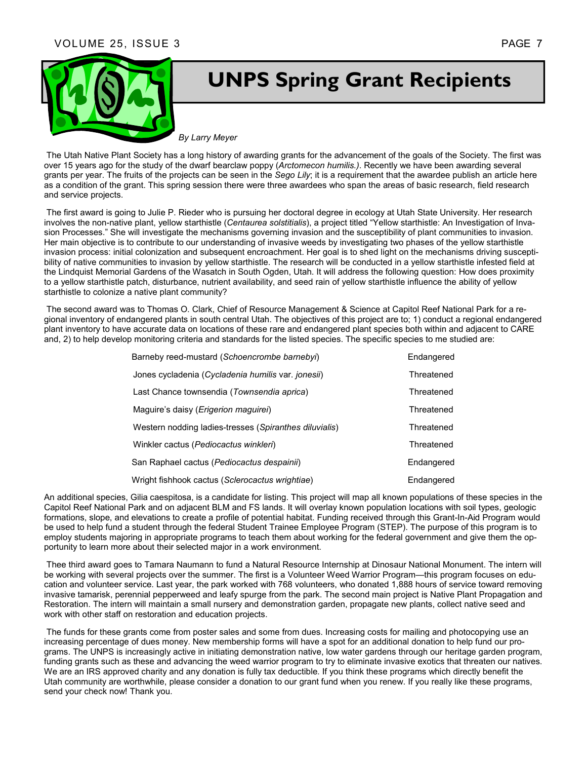# UNPS Spring Grant Recipients

*By Larry Meyer*

The Utah Native Plant Society has a long history of awarding grants for the advancement of the goals of the Society. The first was over 15 years ago for the study of the dwarf bearclaw poppy (*Arctomecon humilis.)*. Recently we have been awarding several grants per year. The fruits of the projects can be seen in the *Sego Lily*; it is a requirement that the awardee publish an article here as a condition of the grant. This spring session there were three awardees who span the areas of basic research, field research and service projects.

The first award is going to Julie P. Rieder who is pursuing her doctoral degree in ecology at Utah State University. Her research involves the non-native plant, yellow starthistle (*Centaurea solstitialis*), a project titled "Yellow starthistle: An Investigation of Invasion Processes." She will investigate the mechanisms governing invasion and the susceptibility of plant communities to invasion. Her main objective is to contribute to our understanding of invasive weeds by investigating two phases of the yellow starthistle invasion process: initial colonization and subsequent encroachment. Her goal is to shed light on the mechanisms driving susceptibility of native communities to invasion by yellow starthistle. The research will be conducted in a yellow starthistle infested field at the Lindquist Memorial Gardens of the Wasatch in South Ogden, Utah. It will address the following question: How does proximity to a yellow starthistle patch, disturbance, nutrient availability, and seed rain of yellow starthistle influence the ability of yellow starthistle to colonize a native plant community?

The second award was to Thomas O. Clark, Chief of Resource Management & Science at Capitol Reef National Park for a regional inventory of endangered plants in south central Utah. The objectives of this project are to; 1) conduct a regional endangered plant inventory to have accurate data on locations of these rare and endangered plant species both within and adjacent to CARE and, 2) to help develop monitoring criteria and standards for the listed species. The specific species to me studied are:

| Species | Status |
|---|---|
| Barneby reed-mustard (*Schoencrombe barnebyi*) | Endangered |
| Jones cycladenia (*Cycladenia humilis* var. *jonesii*) | Threatened |
| Last Chance townsendia (*Townsendia aprica*) | Threatened |
| Maguire's daisy (*Erigerion maguirei*) | Threatened |
| Western nodding ladies-tresses (*Spiranthes diluvialis*) | Threatened |
| Winkler cactus (*Pediocactus winkleri*) | Threatened |
| San Raphael cactus (*Pediocactus despainii*) | Endangered |
| Wright fishhook cactus (*Sclerocactus wrightiae*) | Endangered |

An additional species, Gilia caespitosa, is a candidate for listing. This project will map all known populations of these species in the Capitol Reef National Park and on adjacent BLM and FS lands. It will overlay known population locations with soil types, geologic formations, slope, and elevations to create a profile of potential habitat. Funding received through this Grant-In-Aid Program would be used to help fund a student through the federal Student Trainee Employee Program (STEP). The purpose of this program is to employ students majoring in appropriate programs to teach them about working for the federal government and give them the opportunity to learn more about their selected major in a work environment.

Thee third award goes to Tamara Naumann to fund a Natural Resource Internship at Dinosaur National Monument. The intern will be working with several projects over the summer. The first is a Volunteer Weed Warrior Program—this program focuses on education and volunteer service. Last year, the park worked with 768 volunteers, who donated 1,888 hours of service toward removing invasive tamarisk, perennial pepperweed and leafy spurge from the park. The second main project is Native Plant Propagation and Restoration. The intern will maintain a small nursery and demonstration garden, propagate new plants, collect native seed and work with other staff on restoration and education projects.

The funds for these grants come from poster sales and some from dues. Increasing costs for mailing and photocopying use an increasing percentage of dues money. New membership forms will have a spot for an additional donation to help fund our programs. The UNPS is increasingly active in initiating demonstration native, low water gardens through our heritage garden program, funding grants such as these and advancing the weed warrior program to try to eliminate invasive exotics that threaten our natives. We are an IRS approved charity and any donation is fully tax deductible. If you think these programs which directly benefit the Utah community are worthwhile, please consider a donation to our grant fund when you renew. If you really like these programs, send your check now! Thank you.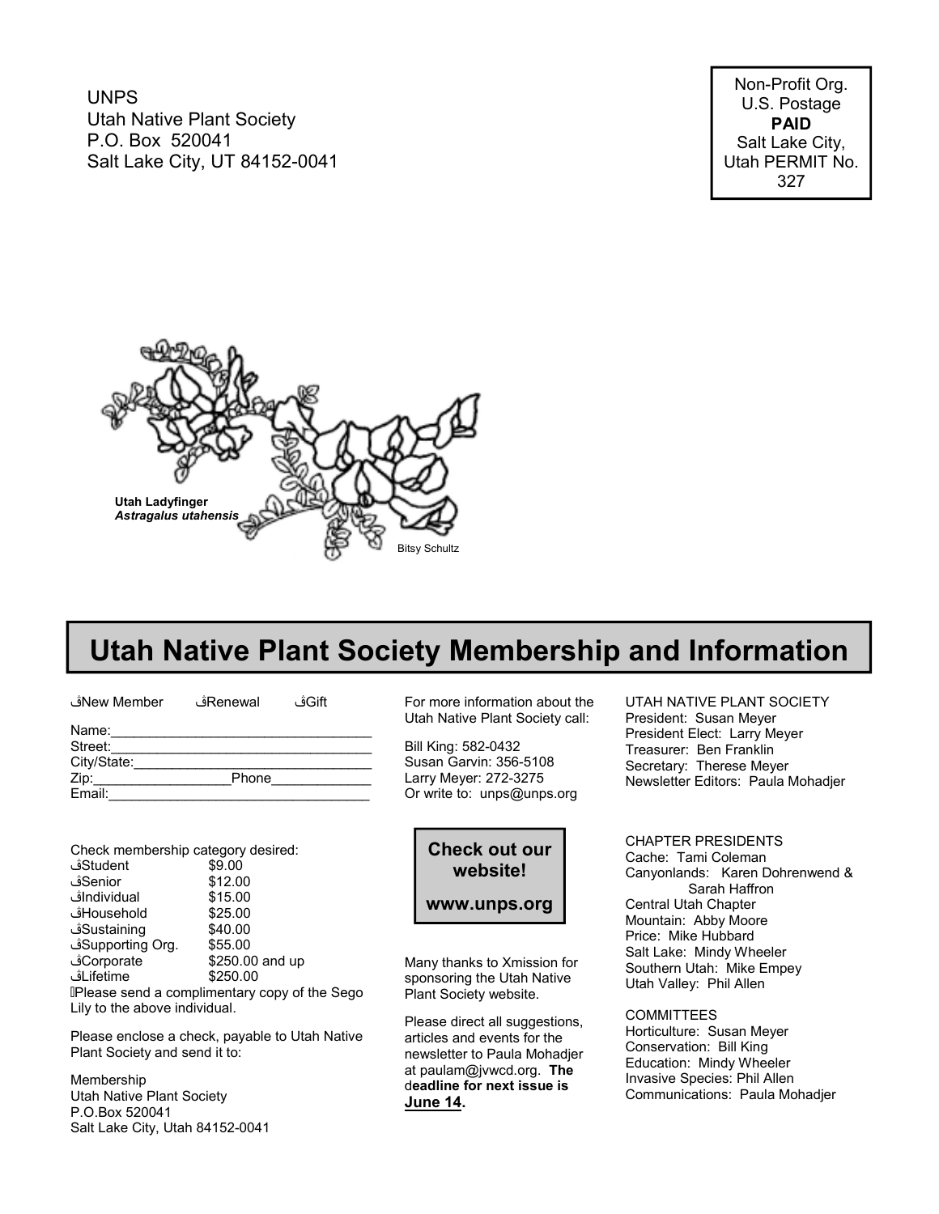UNPS
Utah Native Plant Society
P.O. Box 520041
Salt Lake City, UT 84152-0041

Non-Profit Org.
U.S. Postage
**PAID**
Salt Lake City,
Utah PERMIT No.
327

**Utah Ladyfinger**
***Astragalus utahensis***

Bitsy Schultz

# Utah Native Plant Society Membership and Information

ٯNew Member ٯRenewal ٯGift

Name:_________________________________
Street:_________________________________
City/State:______________________________
Zip:_________________Phone_____________
Email:_________________________________

Check membership category desired:

| | |
|---|---|
| ٯStudent | $9.00 |
| ٯSenior | $12.00 |
| ٯIndividual | $15.00 |
| ٯHousehold | $25.00 |
| ٯSustaining | $40.00 |
| ٯSupporting Org. | $55.00 |
| ٯCorporate | $250.00 and up |
| ٯLifetime | $250.00 |

Please send a complimentary copy of the Sego Lily to the above individual.

Please enclose a check, payable to Utah Native Plant Society and send it to:

Membership
Utah Native Plant Society
P.O.Box 520041
Salt Lake City, Utah 84152-0041

For more information about the Utah Native Plant Society call:

Bill King: 582-0432
Susan Garvin: 356-5108
Larry Meyer: 272-3275
Or write to: unps@unps.org

**Check out our website!**

**www.unps.org**

Many thanks to Xmission for sponsoring the Utah Native Plant Society website.

Please direct all suggestions, articles and events for the newsletter to Paula Mohadjer at paulam@jvwcd.org. **The deadline for next issue is June 14.**

UTAH NATIVE PLANT SOCIETY
President: Susan Meyer
President Elect: Larry Meyer
Treasurer: Ben Franklin
Secretary: Therese Meyer
Newsletter Editors: Paula Mohadjer

CHAPTER PRESIDENTS
Cache: Tami Coleman
Canyonlands: Karen Dohrenwend & Sarah Haffron
Central Utah Chapter
Mountain: Abby Moore
Price: Mike Hubbard
Salt Lake: Mindy Wheeler
Southern Utah: Mike Empey
Utah Valley: Phil Allen

COMMITTEES
Horticulture: Susan Meyer
Conservation: Bill King
Education: Mindy Wheeler
Invasive Species: Phil Allen
Communications: Paula Mohadjer